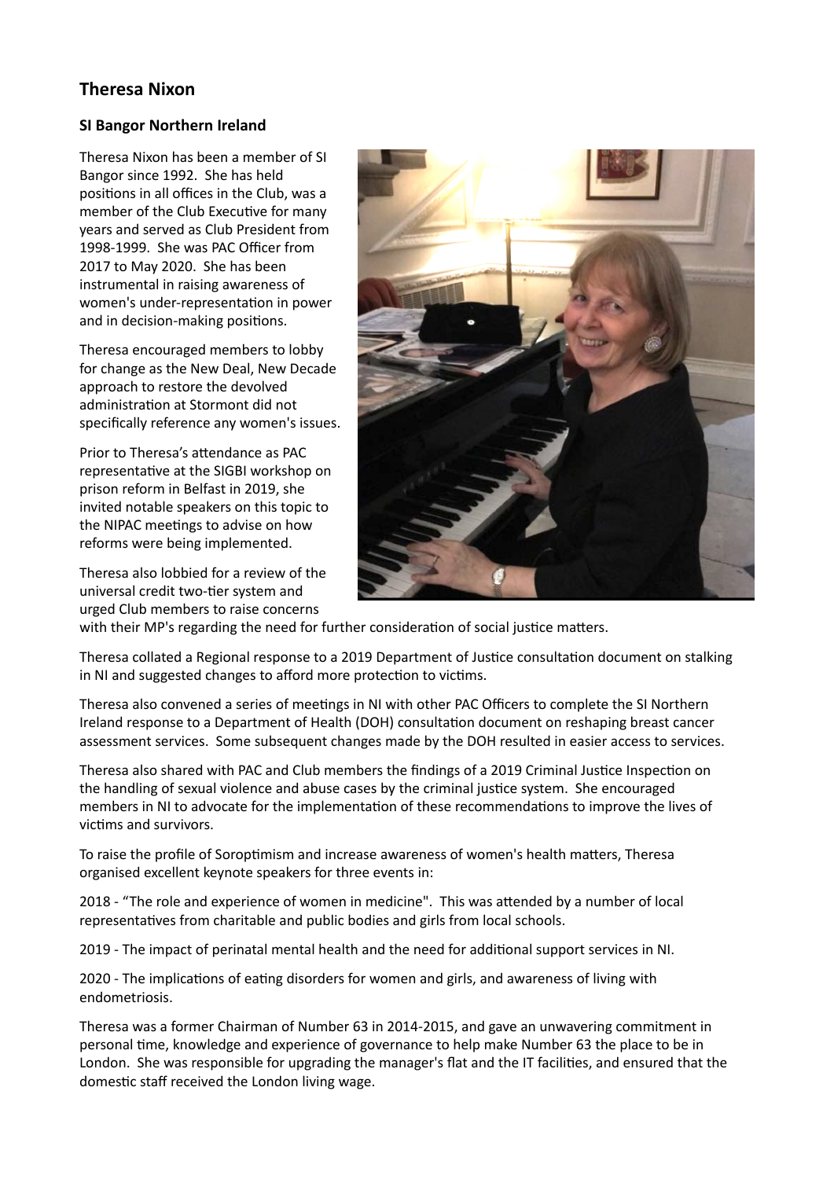## Theresa Nixon

### SI Bangor Northern Ireland

Theresa Nixon has been a member of SI Bangor since 1992. She has held positions in all offices in the Club, was a member of the Club Executive for many years and served as Club President from 1998-1999. She was PAC Officer from 2017 to May 2020. She has been instrumental in raising awareness of women's under-representation in power and in decision-making positions.

Theresa encouraged members to lobby for change as the New Deal, New Decade approach to restore the devolved administration at Stormont did not specifically reference any women's issues.

Prior to Theresa's attendance as PAC representative at the SIGBI workshop on prison reform in Belfast in 2019, she invited notable speakers on this topic to the NIPAC meetings to advise on how reforms were being implemented.

Theresa also lobbied for a review of the universal credit two-tier system and urged Club members to raise concerns with their MP's regarding the need for further consideration of social justice matters.

Theresa collated a Regional response to a 2019 Department of Justice consultation document on stalking in NI and suggested changes to afford more protection to victims.

Theresa also convened a series of meetings in NI with other PAC Officers to complete the SI Northern Ireland response to a Department of Health (DOH) consultation document on reshaping breast cancer assessment services. Some subsequent changes made by the DOH resulted in easier access to services.

Theresa also shared with PAC and Club members the findings of a 2019 Criminal Justice Inspection on the handling of sexual violence and abuse cases by the criminal justice system. She encouraged members in NI to advocate for the implementation of these recommendations to improve the lives of victims and survivors.

To raise the profile of Soroptimism and increase awareness of women's health matters, Theresa organised excellent keynote speakers for three events in:

2018 - "The role and experience of women in medicine". This was attended by a number of local representatives from charitable and public bodies and girls from local schools.

2019 - The impact of perinatal mental health and the need for additional support services in NI.

2020 - The implications of eating disorders for women and girls, and awareness of living with endometriosis.

Theresa was a former Chairman of Number 63 in 2014-2015, and gave an unwavering commitment in personal time, knowledge and experience of governance to help make Number 63 the place to be in London. She was responsible for upgrading the manager's flat and the IT facilities, and ensured that the domestic staff received the London living wage.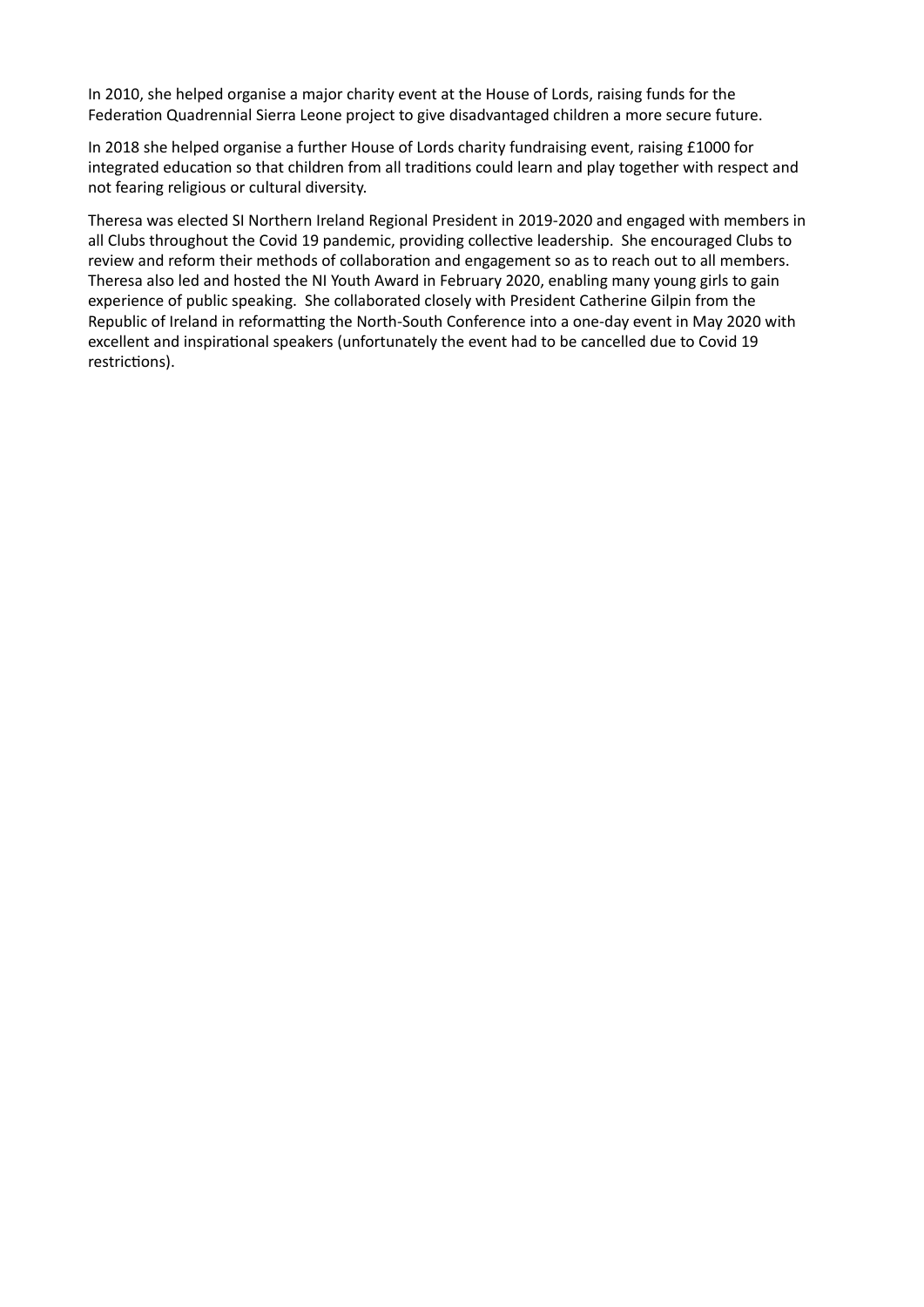In 2010, she helped organise a major charity event at the House of Lords, raising funds for the Federation Quadrennial Sierra Leone project to give disadvantaged children a more secure future.

In 2018 she helped organise a further House of Lords charity fundraising event, raising £1000 for integrated education so that children from all traditions could learn and play together with respect and not fearing religious or cultural diversity.

Theresa was elected SI Northern Ireland Regional President in 2019-2020 and engaged with members in all Clubs throughout the Covid 19 pandemic, providing collective leadership. She encouraged Clubs to review and reform their methods of collaboration and engagement so as to reach out to all members. Theresa also led and hosted the NI Youth Award in February 2020, enabling many young girls to gain experience of public speaking. She collaborated closely with President Catherine Gilpin from the Republic of Ireland in reformatting the North-South Conference into a one-day event in May 2020 with excellent and inspirational speakers (unfortunately the event had to be cancelled due to Covid 19 restrictions).